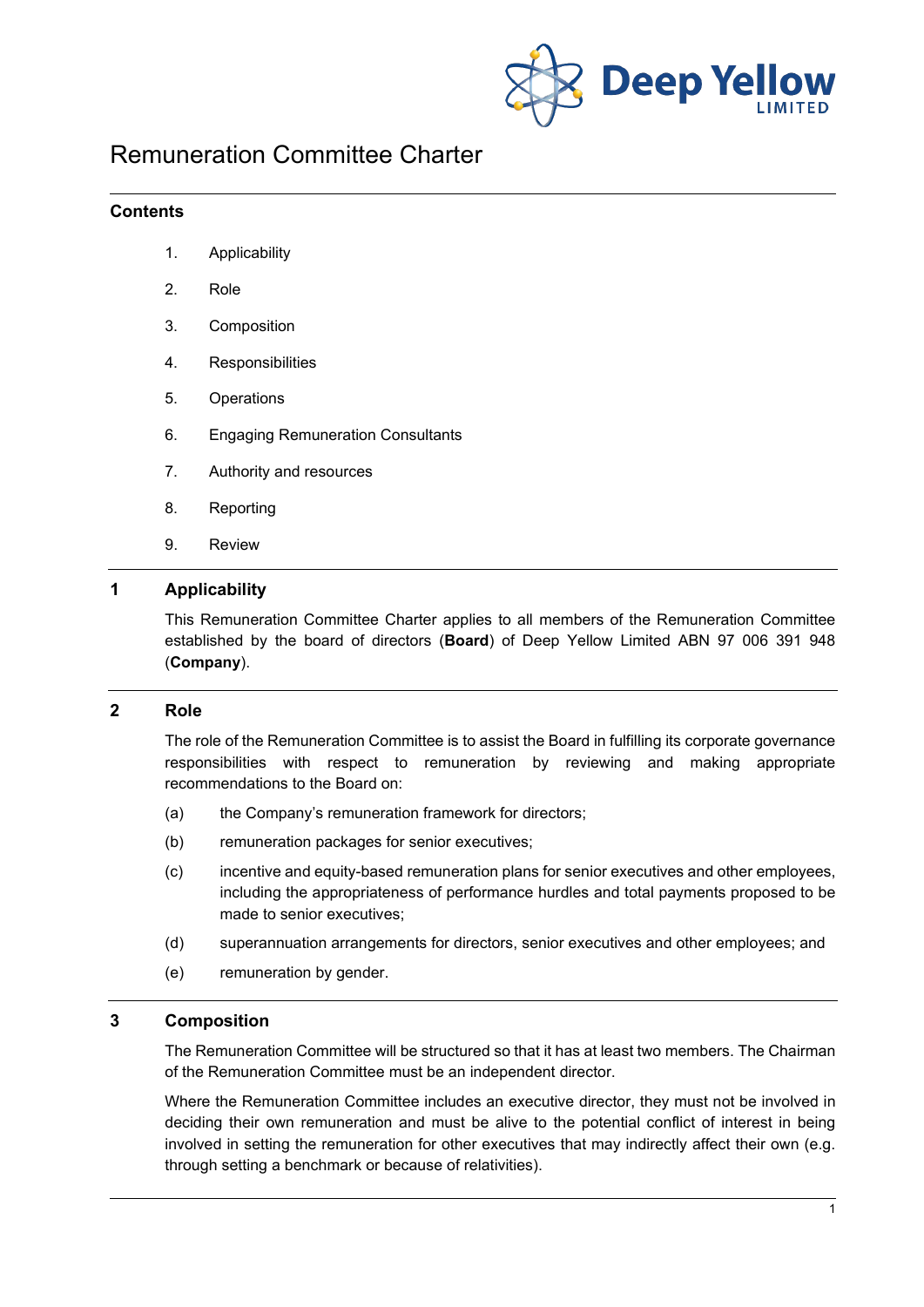# Remuneration Committee Charter

## Contents

1. Applicability
2. Role
3. Composition
4. Responsibilities
5. Operations
6. Engaging Remuneration Consultants
7. Authority and resources
8. Reporting
9. Review

## 1 Applicability

This Remuneration Committee Charter applies to all members of the Remuneration Committee established by the board of directors (**Board**) of Deep Yellow Limited ABN 97 006 391 948 (**Company**).

## 2 Role

The role of the Remuneration Committee is to assist the Board in fulfilling its corporate governance responsibilities with respect to remuneration by reviewing and making appropriate recommendations to the Board on:

(a) the Company's remuneration framework for directors;

(b) remuneration packages for senior executives;

(c) incentive and equity-based remuneration plans for senior executives and other employees, including the appropriateness of performance hurdles and total payments proposed to be made to senior executives;

(d) superannuation arrangements for directors, senior executives and other employees; and

(e) remuneration by gender.

## 3 Composition

The Remuneration Committee will be structured so that it has at least two members. The Chairman of the Remuneration Committee must be an independent director.

Where the Remuneration Committee includes an executive director, they must not be involved in deciding their own remuneration and must be alive to the potential conflict of interest in being involved in setting the remuneration for other executives that may indirectly affect their own (e.g. through setting a benchmark or because of relativities).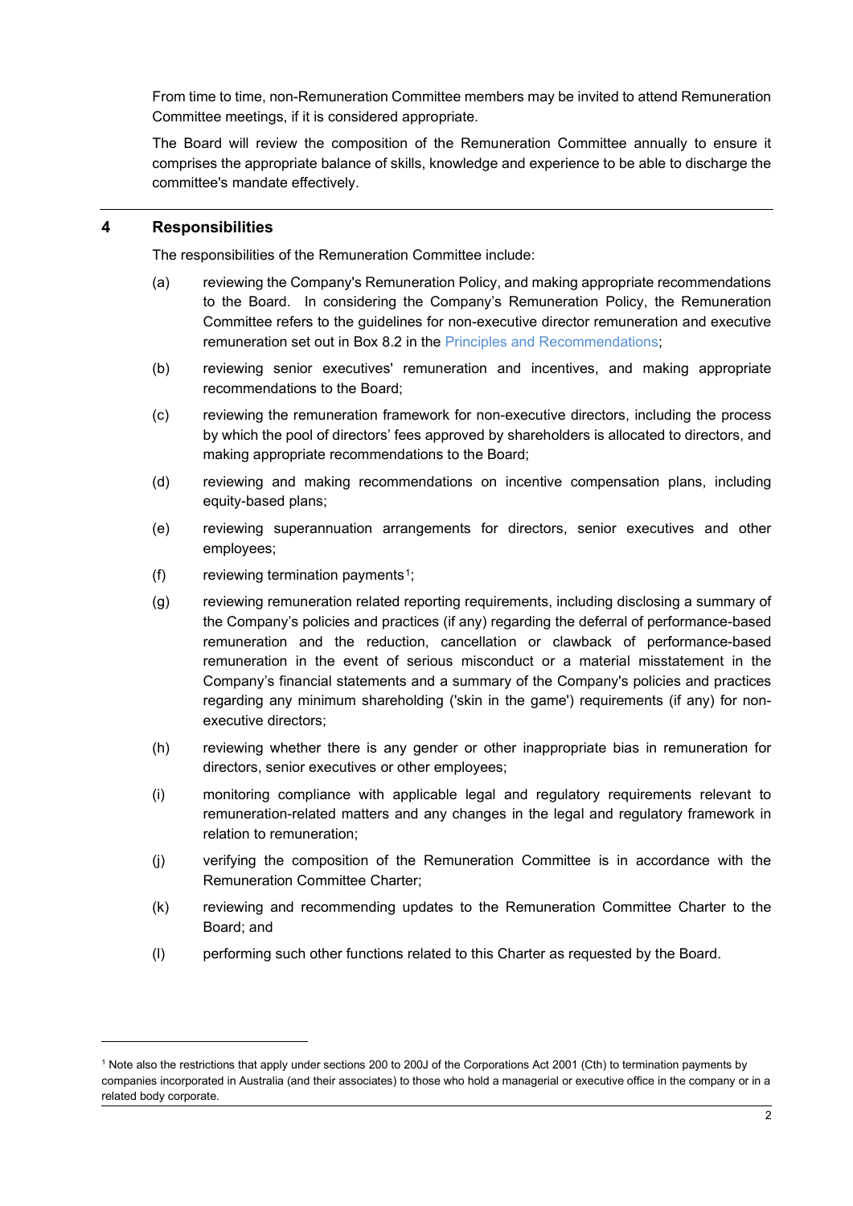From time to time, non-Remuneration Committee members may be invited to attend Remuneration Committee meetings, if it is considered appropriate.

The Board will review the composition of the Remuneration Committee annually to ensure it comprises the appropriate balance of skills, knowledge and experience to be able to discharge the committee's mandate effectively.

## 4 Responsibilities

The responsibilities of the Remuneration Committee include:

(a) reviewing the Company's Remuneration Policy, and making appropriate recommendations to the Board. In considering the Company's Remuneration Policy, the Remuneration Committee refers to the guidelines for non-executive director remuneration and executive remuneration set out in Box 8.2 in the Principles and Recommendations;

(b) reviewing senior executives' remuneration and incentives, and making appropriate recommendations to the Board;

(c) reviewing the remuneration framework for non-executive directors, including the process by which the pool of directors' fees approved by shareholders is allocated to directors, and making appropriate recommendations to the Board;

(d) reviewing and making recommendations on incentive compensation plans, including equity-based plans;

(e) reviewing superannuation arrangements for directors, senior executives and other employees;

(f) reviewing termination payments[1];

(g) reviewing remuneration related reporting requirements, including disclosing a summary of the Company's policies and practices (if any) regarding the deferral of performance-based remuneration and the reduction, cancellation or clawback of performance-based remuneration in the event of serious misconduct or a material misstatement in the Company's financial statements and a summary of the Company's policies and practices regarding any minimum shareholding ('skin in the game') requirements (if any) for non-executive directors;

(h) reviewing whether there is any gender or other inappropriate bias in remuneration for directors, senior executives or other employees;

(i) monitoring compliance with applicable legal and regulatory requirements relevant to remuneration-related matters and any changes in the legal and regulatory framework in relation to remuneration;

(j) verifying the composition of the Remuneration Committee is in accordance with the Remuneration Committee Charter;

(k) reviewing and recommending updates to the Remuneration Committee Charter to the Board; and

(l) performing such other functions related to this Charter as requested by the Board.

---

[1] Note also the restrictions that apply under sections 200 to 200J of the Corporations Act 2001 (Cth) to termination payments by companies incorporated in Australia (and their associates) to those who hold a managerial or executive office in the company or in a related body corporate.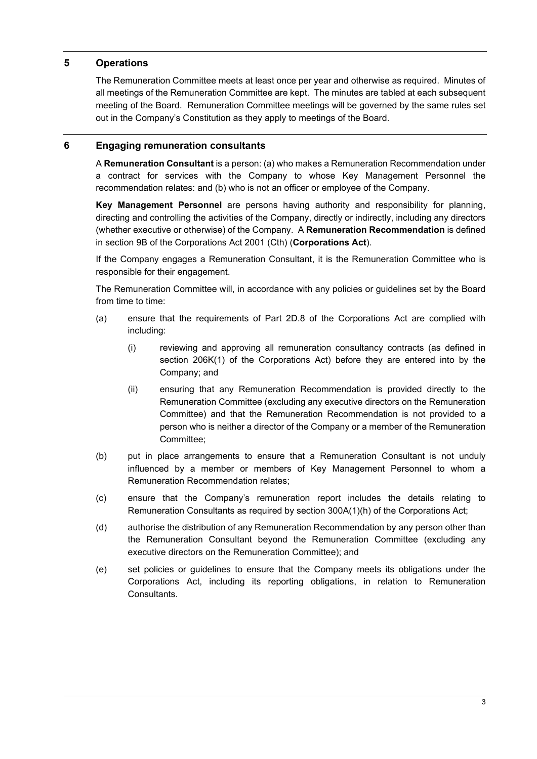## 5 Operations

The Remuneration Committee meets at least once per year and otherwise as required. Minutes of all meetings of the Remuneration Committee are kept. The minutes are tabled at each subsequent meeting of the Board. Remuneration Committee meetings will be governed by the same rules set out in the Company's Constitution as they apply to meetings of the Board.

## 6 Engaging remuneration consultants

A **Remuneration Consultant** is a person: (a) who makes a Remuneration Recommendation under a contract for services with the Company to whose Key Management Personnel the recommendation relates: and (b) who is not an officer or employee of the Company.

**Key Management Personnel** are persons having authority and responsibility for planning, directing and controlling the activities of the Company, directly or indirectly, including any directors (whether executive or otherwise) of the Company. A **Remuneration Recommendation** is defined in section 9B of the Corporations Act 2001 (Cth) (**Corporations Act**).

If the Company engages a Remuneration Consultant, it is the Remuneration Committee who is responsible for their engagement.

The Remuneration Committee will, in accordance with any policies or guidelines set by the Board from time to time:

(a) ensure that the requirements of Part 2D.8 of the Corporations Act are complied with including:

   (i) reviewing and approving all remuneration consultancy contracts (as defined in section 206K(1) of the Corporations Act) before they are entered into by the Company; and

   (ii) ensuring that any Remuneration Recommendation is provided directly to the Remuneration Committee (excluding any executive directors on the Remuneration Committee) and that the Remuneration Recommendation is not provided to a person who is neither a director of the Company or a member of the Remuneration Committee;

(b) put in place arrangements to ensure that a Remuneration Consultant is not unduly influenced by a member or members of Key Management Personnel to whom a Remuneration Recommendation relates;

(c) ensure that the Company's remuneration report includes the details relating to Remuneration Consultants as required by section 300A(1)(h) of the Corporations Act;

(d) authorise the distribution of any Remuneration Recommendation by any person other than the Remuneration Consultant beyond the Remuneration Committee (excluding any executive directors on the Remuneration Committee); and

(e) set policies or guidelines to ensure that the Company meets its obligations under the Corporations Act, including its reporting obligations, in relation to Remuneration Consultants.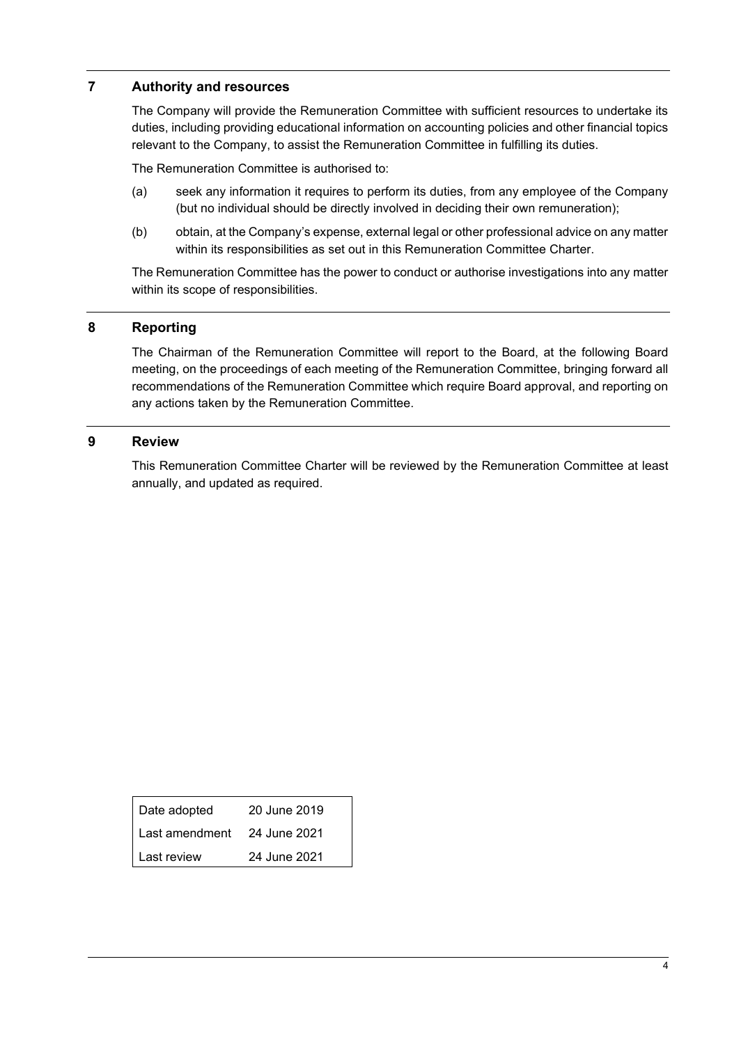## 7 Authority and resources

The Company will provide the Remuneration Committee with sufficient resources to undertake its duties, including providing educational information on accounting policies and other financial topics relevant to the Company, to assist the Remuneration Committee in fulfilling its duties.

The Remuneration Committee is authorised to:

(a) seek any information it requires to perform its duties, from any employee of the Company (but no individual should be directly involved in deciding their own remuneration);

(b) obtain, at the Company's expense, external legal or other professional advice on any matter within its responsibilities as set out in this Remuneration Committee Charter.

The Remuneration Committee has the power to conduct or authorise investigations into any matter within its scope of responsibilities.

## 8 Reporting

The Chairman of the Remuneration Committee will report to the Board, at the following Board meeting, on the proceedings of each meeting of the Remuneration Committee, bringing forward all recommendations of the Remuneration Committee which require Board approval, and reporting on any actions taken by the Remuneration Committee.

## 9 Review

This Remuneration Committee Charter will be reviewed by the Remuneration Committee at least annually, and updated as required.

| | |
|---|---|
| Date adopted | 20 June 2019 |
| Last amendment | 24 June 2021 |
| Last review | 24 June 2021 |